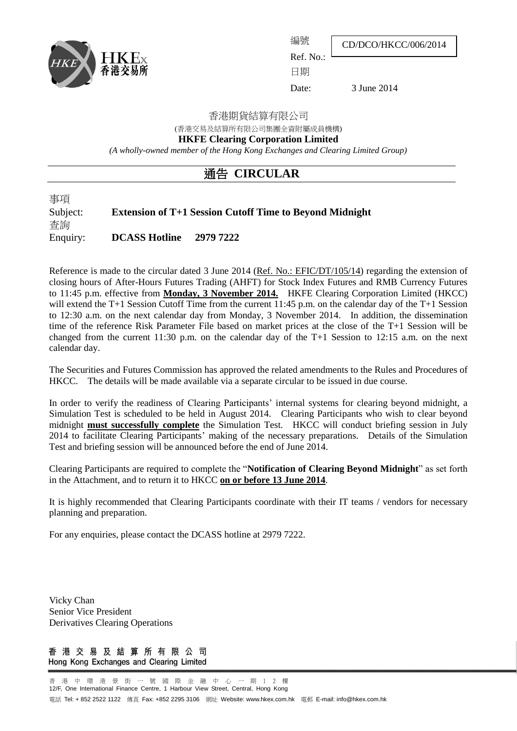HKEx 香港交易所

編號
Ref. No.: CD/DCO/HKCC/006/2014

日期
Date: 3 June 2014

香港期貨結算有限公司
(香港交易及結算所有限公司集團全資附屬成員機構)
**HKFE Clearing Corporation Limited**
*(A wholly-owned member of the Hong Kong Exchanges and Clearing Limited Group)*

# 通告 CIRCULAR

事項
Subject: **Extension of T+1 Session Cutoff Time to Beyond Midnight**

查詢
Enquiry: **DCASS Hotline 2979 7222**

Reference is made to the circular dated 3 June 2014 (Ref. No.: EFIC/DT/105/14) regarding the extension of closing hours of After-Hours Futures Trading (AHFT) for Stock Index Futures and RMB Currency Futures to 11:45 p.m. effective from **Monday, 3 November 2014.** HKFE Clearing Corporation Limited (HKCC) will extend the T+1 Session Cutoff Time from the current 11:45 p.m. on the calendar day of the T+1 Session to 12:30 a.m. on the next calendar day from Monday, 3 November 2014. In addition, the dissemination time of the reference Risk Parameter File based on market prices at the close of the T+1 Session will be changed from the current 11:30 p.m. on the calendar day of the T+1 Session to 12:15 a.m. on the next calendar day.

The Securities and Futures Commission has approved the related amendments to the Rules and Procedures of HKCC. The details will be made available via a separate circular to be issued in due course.

In order to verify the readiness of Clearing Participants' internal systems for clearing beyond midnight, a Simulation Test is scheduled to be held in August 2014. Clearing Participants who wish to clear beyond midnight **must successfully complete** the Simulation Test. HKCC will conduct briefing session in July 2014 to facilitate Clearing Participants' making of the necessary preparations. Details of the Simulation Test and briefing session will be announced before the end of June 2014.

Clearing Participants are required to complete the "**Notification of Clearing Beyond Midnight**" as set forth in the Attachment, and to return it to HKCC **on or before 13 June 2014**.

It is highly recommended that Clearing Participants coordinate with their IT teams / vendors for necessary planning and preparation.

For any enquiries, please contact the DCASS hotline at 2979 7222.

Vicky Chan
Senior Vice President
Derivatives Clearing Operations

香 港 交 易 及 結 算 所 有 限 公 司
Hong Kong Exchanges and Clearing Limited

香 港 中 環 港 景 街 一 號 國 際 金 融 中 心 一 期 1 2 樓
12/F, One International Finance Centre, 1 Harbour View Street, Central, Hong Kong
電話 Tel: + 852 2522 1122 傳真 Fax: +852 2295 3106 網址 Website: www.hkex.com.hk 電郵 E-mail: info@hkex.com.hk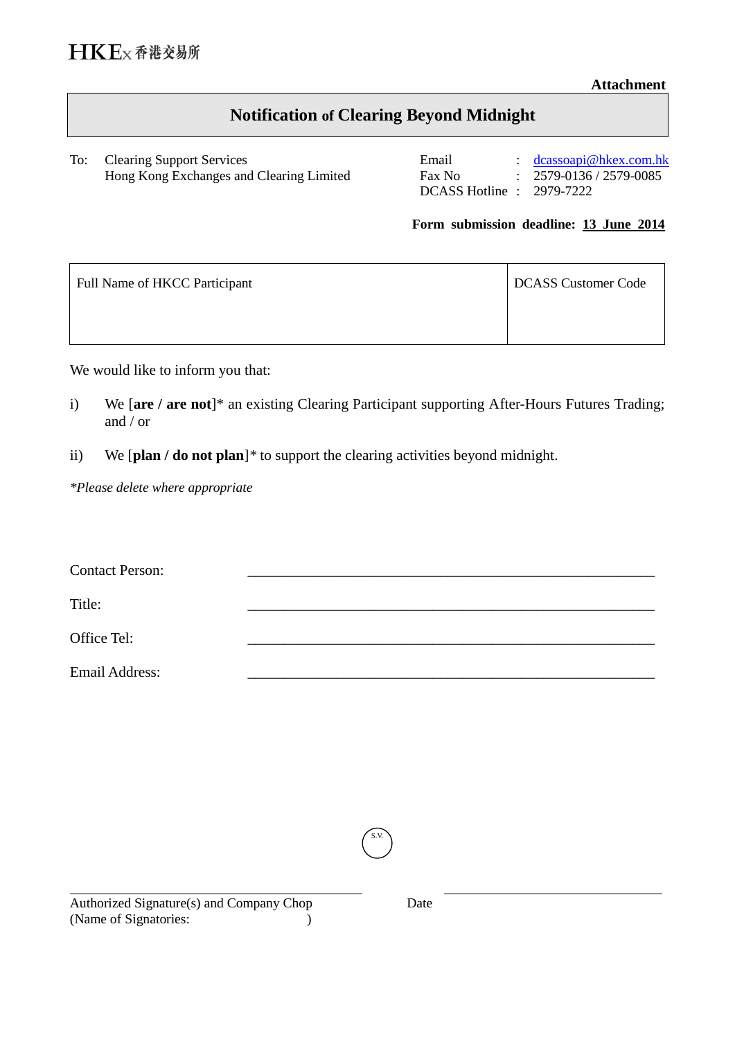HKEx 香港交易所

**Attachment**

# Notification of Clearing Beyond Midnight

To: Clearing Support Services
Hong Kong Exchanges and Clearing Limited

Email : dcassoapi@hkex.com.hk
Fax No : 2579-0136 / 2579-0085
DCASS Hotline : 2979-7222

**Form submission deadline: 13 June 2014**

| Full Name of HKCC Participant | DCASS Customer Code |
|---|---|
| | |

We would like to inform you that:

i) We [**are / are not**]* an existing Clearing Participant supporting After-Hours Futures Trading; and / or

ii) We [**plan / do not plan**]* to support the clearing activities beyond midnight.

*\*Please delete where appropriate*

Contact Person: ____________________________________________

Title: ____________________________________________

Office Tel: ____________________________________________

Email Address: ____________________________________________

S.V.

____________________________________________
Authorized Signature(s) and Company Chop
(Name of Signatories: )

Date ____________________________________________